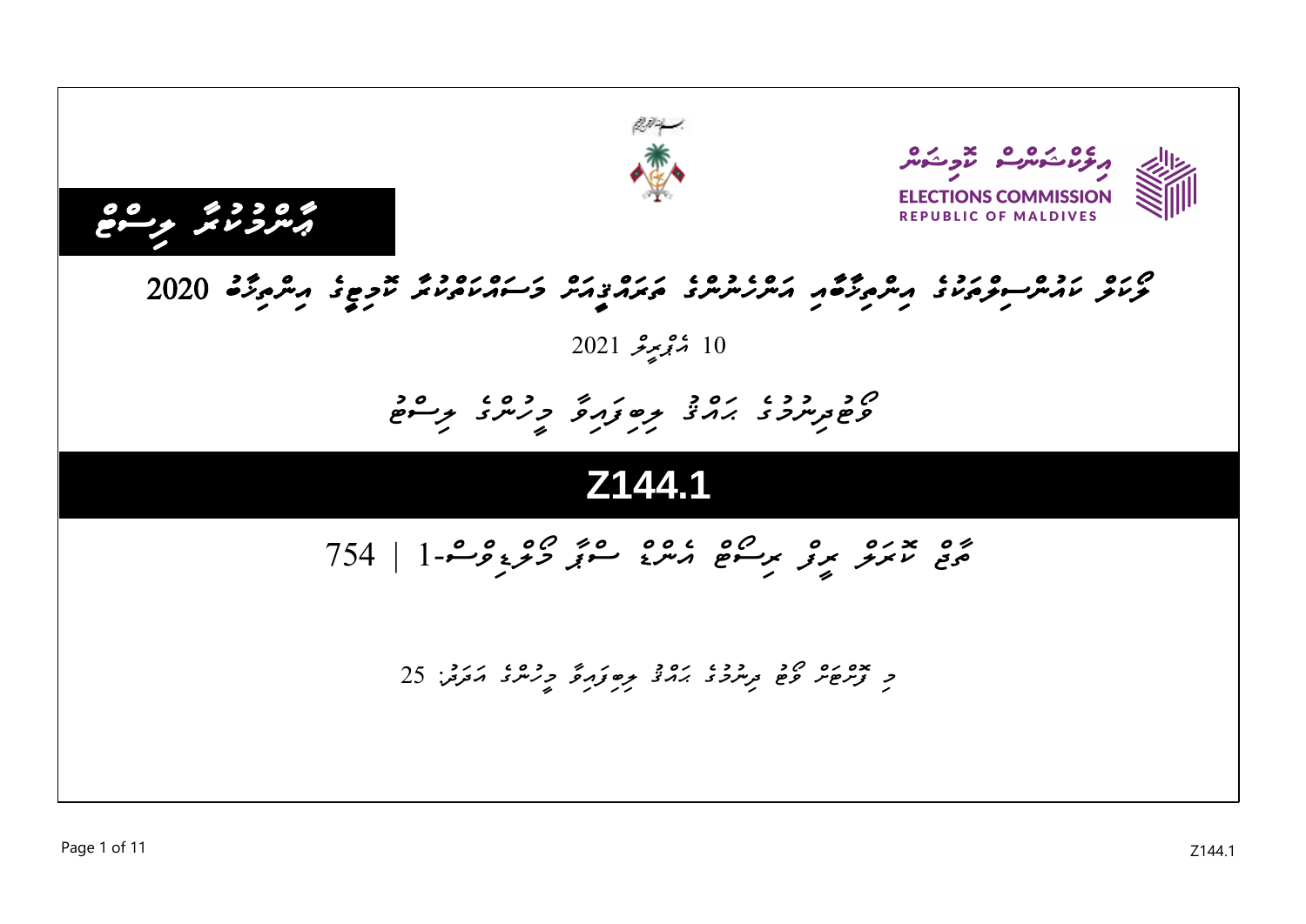އިލެކްޝަންސް ކޮމިޝަން

ELECTIONS COMMISSION
REPUBLIC OF MALDIVES

# އަންގުމުގެ ލިސްޓު

## ލޯކަލް ކައުންސިލްތަކުގެ އިންތިޚާބާއި އަންހެނުންގެ ތަރައްޤީއަށް މަސައްކަތްކުރާ ކޮމިޓީގެ އިންތިޚާބު 2020

10 އެޕްރީލް 2021

ވޯޓުދިނުމުގެ ޙައްޤު ލިބިފައިވާ މީހުންގެ ލިސްޓު

# Z144.1

ތާޖް ކޮރަލް ރީފް ރިސޯޓް އެންޑް ސްޕާ މޯލްޑިވްސް-1 | 754

މި ފޮއްޓަށް ވޯޓު ދިނުމުގެ ޙައްޤު ލިބިފައިވާ މީހުންގެ އަދަދު: 25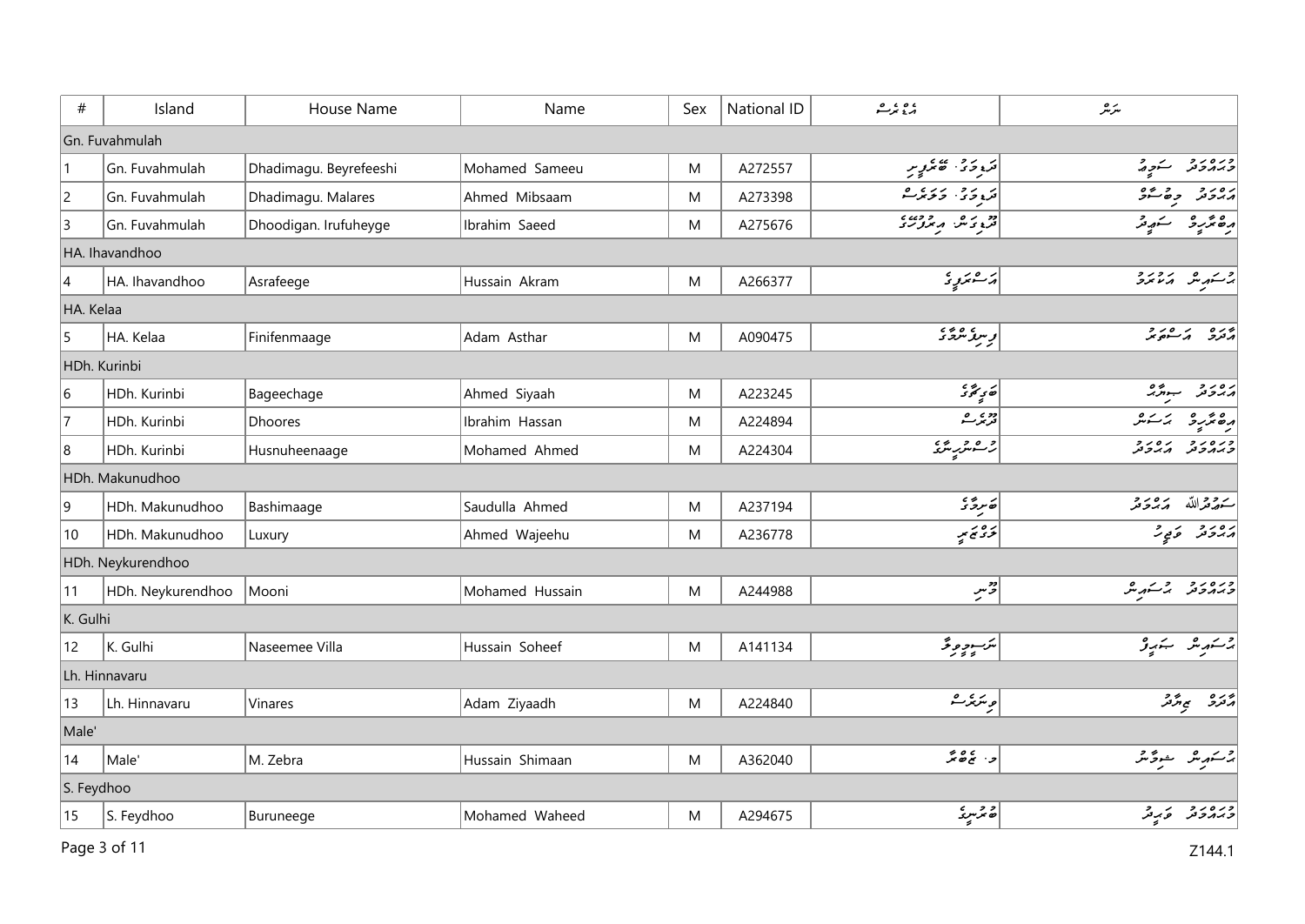| # | Island | House Name | Name | Sex | National ID | ގެއްގެ ނަން | ނަން |
|---|---|---|---|---|---|---|---|
| Gn. Fuvahmulah | | | | | | | |
| 1 | Gn. Fuvahmulah | Dhadimagu. Beyrefeeshi | Mohamed Sameeu | M | A272557 | ދަޑިމަގު. ބޭރެފީޝި | މުޙައްމަދު ސަމީޢު |
| 2 | Gn. Fuvahmulah | Dhadimagu. Malares | Ahmed Mibsaam | M | A273398 | ދަޑިމަގު. މަލަރެސް | އަޙްމަދު މިބްސާމް |
| 3 | Gn. Fuvahmulah | Dhoodigan. Irufuheyge | Ibrahim Saeed | M | A275676 | ދޫޑިގަން. އިރުފުހޭގެ | އިބްރާހީމް ސަޢީދު |
| HA. Ihavandhoo | | | | | | | |
| 4 | HA. Ihavandhoo | Asrafeege | Hussain Akram | M | A266377 | އަސްރަފީގެ | ޙުސައިން އަކްރަމް |
| HA. Kelaa | | | | | | | |
| 5 | HA. Kelaa | Finifenmaage | Adam Asthar | M | A090475 | ފިނިފެންމާގެ | އާދަމް އަސްތަރު |
| HDh. Kurinbi | | | | | | | |
| 6 | HDh. Kurinbi | Bageechage | Ahmed Siyaah | M | A223245 | ބަގީޗާގެ | އަޙްމަދު ސިޔާޙް |
| 7 | HDh. Kurinbi | Dhoores | Ibrahim Hassan | M | A224894 | ދޫރެސް | އިބްރާހީމް ޙަސަން |
| 8 | HDh. Kurinbi | Husnuheenaage | Mohamed Ahmed | M | A224304 | ހުސްނުހީނާގެ | މުޙައްމަދު އަޙްމަދު |
| HDh. Makunudhoo | | | | | | | |
| 9 | HDh. Makunudhoo | Bashimaage | Saudulla Ahmed | M | A237194 | ބަށިމާގެ | ސަޢުދުﷲ އަޙްމަދު |
| 10 | HDh. Makunudhoo | Luxury | Ahmed Wajeehu | M | A236778 | ލަގްޒަރީ | އަޙްމަދު ވަޖީހު |
| HDh. Neykurendhoo | | | | | | | |
| 11 | HDh. Neykurendhoo | Mooni | Mohamed Hussain | M | A244988 | މޫނި | މުޙައްމަދު ޙުސައިން |
| K. Gulhi | | | | | | | |
| 12 | K. Gulhi | Naseemee Villa | Hussain Soheef | M | A141134 | ނަސީމީވިލާ | ޙުސައިން ސޯހީފު |
| Lh. Hinnavaru | | | | | | | |
| 13 | Lh. Hinnavaru | Vinares | Adam Ziyaadh | M | A224840 | ވިނަރެސް | އާދަމް ޒިޔާދު |
| Male' | | | | | | | |
| 14 | Male' | M. Zebra | Hussain Shimaan | M | A362040 | މ. ޒީބްރާ | ޙުސައިން ޝިމާން |
| S. Feydhoo | | | | | | | |
| 15 | S. Feydhoo | Buruneege | Mohamed Waheed | M | A294675 | ބުރުނީގެ | މުޙައްމަދު ވަޙީދު |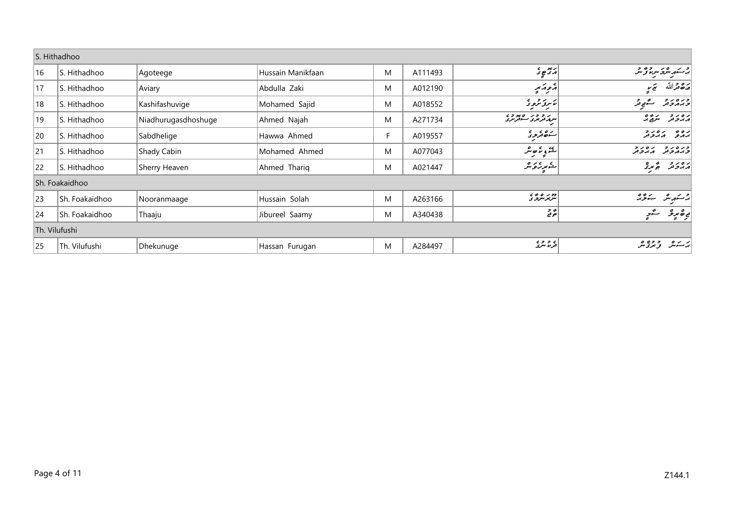| | | | | | | | |
|---|---|---|---|---|---|---|---|
| S. Hithadhoo | | | | | | | |
| 16 | S. Hithadhoo | Agoteege | Hussain Manikfaan | M | A111493 | އަގޯޓީގެ | ހުސައިން މަނިކުފާން |
| 17 | S. Hithadhoo | Aviary | Abdulla Zaki | M | A012190 | އޭވިއަރީ | އަބްދުاللہ ޒަކީ |
| 18 | S. Hithadhoo | Kashifashuvige | Mohamed Sajid | M | A018552 | ކަސިފަށުވިގެ | މުޙައްމަދު ސާޖިދު |
| 19 | S. Hithadhoo | Niadhurugasdhoshuge | Ahmed Najah | M | A271734 | ނިއަދުރުގަސްދޮށުގެ | އަޙްމަދު ނަޖާޙް |
| 20 | S. Hithadhoo | Sabdhelige | Hawwa Ahmed | F | A019557 | ސަބްދެލިގެ | ހައްވާ އަޙްމަދު |
| 21 | S. Hithadhoo | Shady Cabin | Mohamed Ahmed | M | A077043 | ޝޭޑީ ކެބިން | މުޙައްމަދު އަޙްމަދު |
| 22 | S. Hithadhoo | Sherry Heaven | Ahmed Thariq | M | A021447 | ޝެރީހެވަން | އަޙްމަދު ޠާރިޤް |
| Sh. Foakaidhoo | | | | | | | |
| 23 | Sh. Foakaidhoo | Nooranmaage | Hussain Solah | M | A263166 | ނޫރަންމާގެ | ހުސައިން ޞަލާޙް |
| 24 | Sh. Foakaidhoo | Thaaju | Jibureel Saamy | M | A340438 | ތާޖު | ޖިބުރީލް ސާމީ |
| Th. Vilufushi | | | | | | | |
| 25 | Th. Vilufushi | Dhekunuge | Hassan Furugan | M | A284497 | ދެކުނުގެ | ހަސަން ފުރުގާން |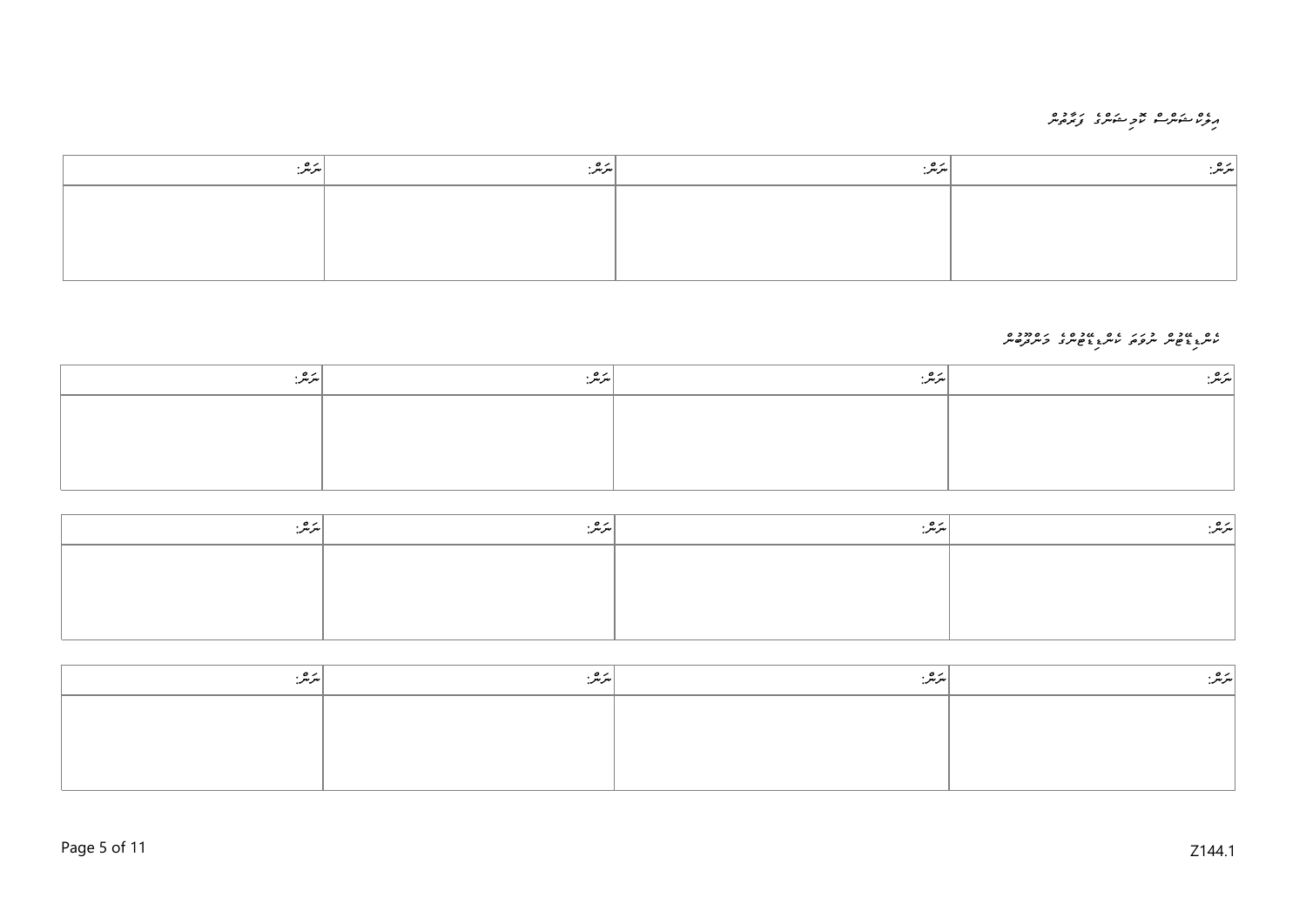# ދިވެހިބަސްކަނޑައަޅަނީ ފަޔާވުމުން

| ނަރަބު: | ނަރަބު: | ނަރަބު: | ނަރަބު: |
|---|---|---|---|
| | | | |

# ގުރުއާނާބެހޭ ނުމުބަރު ގުރުއާނާބެހޭ މާރާދާޝްމު

| ނަރަބު: | ނަރަބު: | ނަރަބު: | ނަރަބު: |
|---|---|---|---|
| | | | |

| ނަރަބު: | ނަރަބު: | ނަރަބު: | ނަރަބު: |
|---|---|---|---|
| | | | |

| ނަރަބު: | ނަރަބު: | ނަރަބު: | ނަރަބު: |
|---|---|---|---|
| | | | |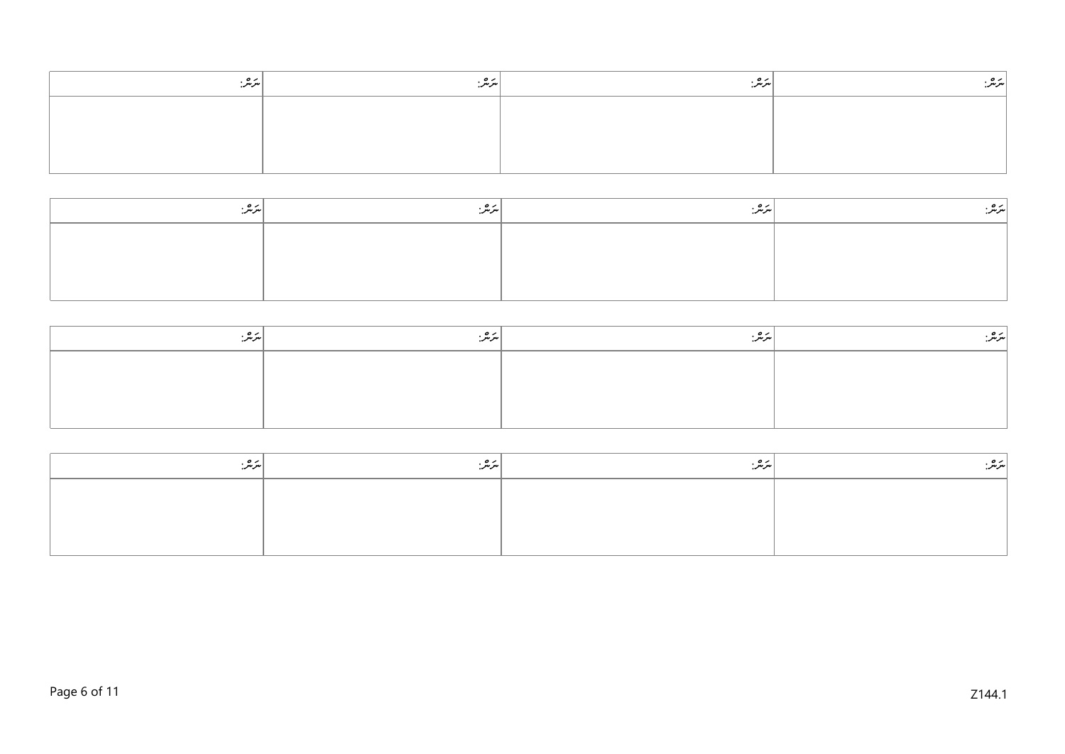| ޓަރު: | ޓަރު: | ޓަރު: | ޓަރު: |
|---|---|---|---|
| | | | |

| ޓަރު: | ޓަރު: | ޓަރު: | ޓަރު: |
|---|---|---|---|
| | | | |

| ޓަރު: | ޓަރު: | ޓަރު: | ޓަރު: |
|---|---|---|---|
| | | | |

| ޓަރު: | ޓަރު: | ޓަރު: | ޓަރު: |
|---|---|---|---|
| | | | |

Z144.1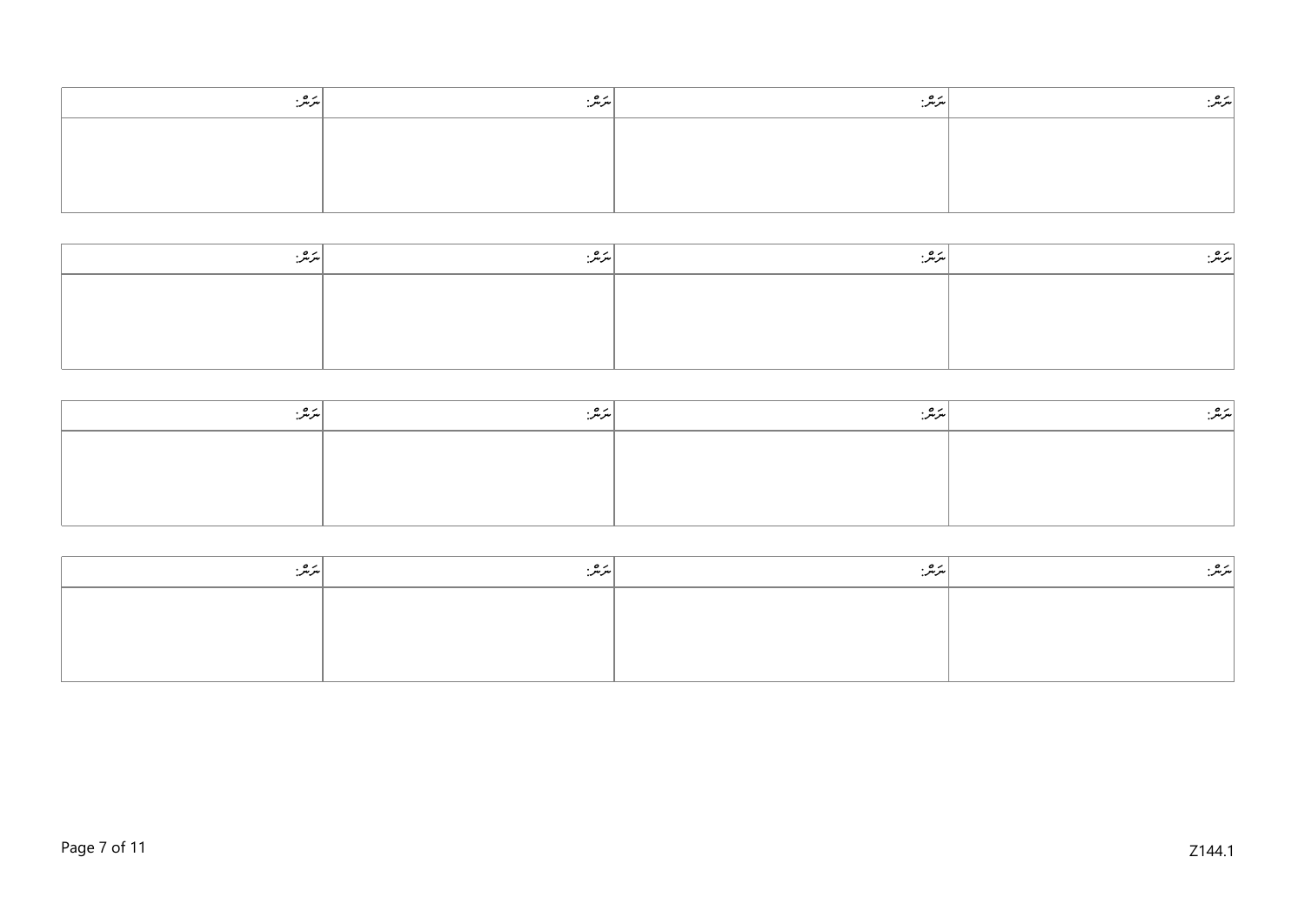| ނަރަށް: | ނަރަށް: | ނަރަށް: | ނަރަށް: |
|---|---|---|---|
| | | | |

| ނަރަށް: | ނަރަށް: | ނަރަށް: | ނަރަށް: |
|---|---|---|---|
| | | | |

| ނަރަށް: | ނަރަށް: | ނަރަށް: | ނަރަށް: |
|---|---|---|---|
| | | | |

| ނަރަށް: | ނަރަށް: | ނަރަށް: | ނަރަށް: |
|---|---|---|---|
| | | | |

Z144.1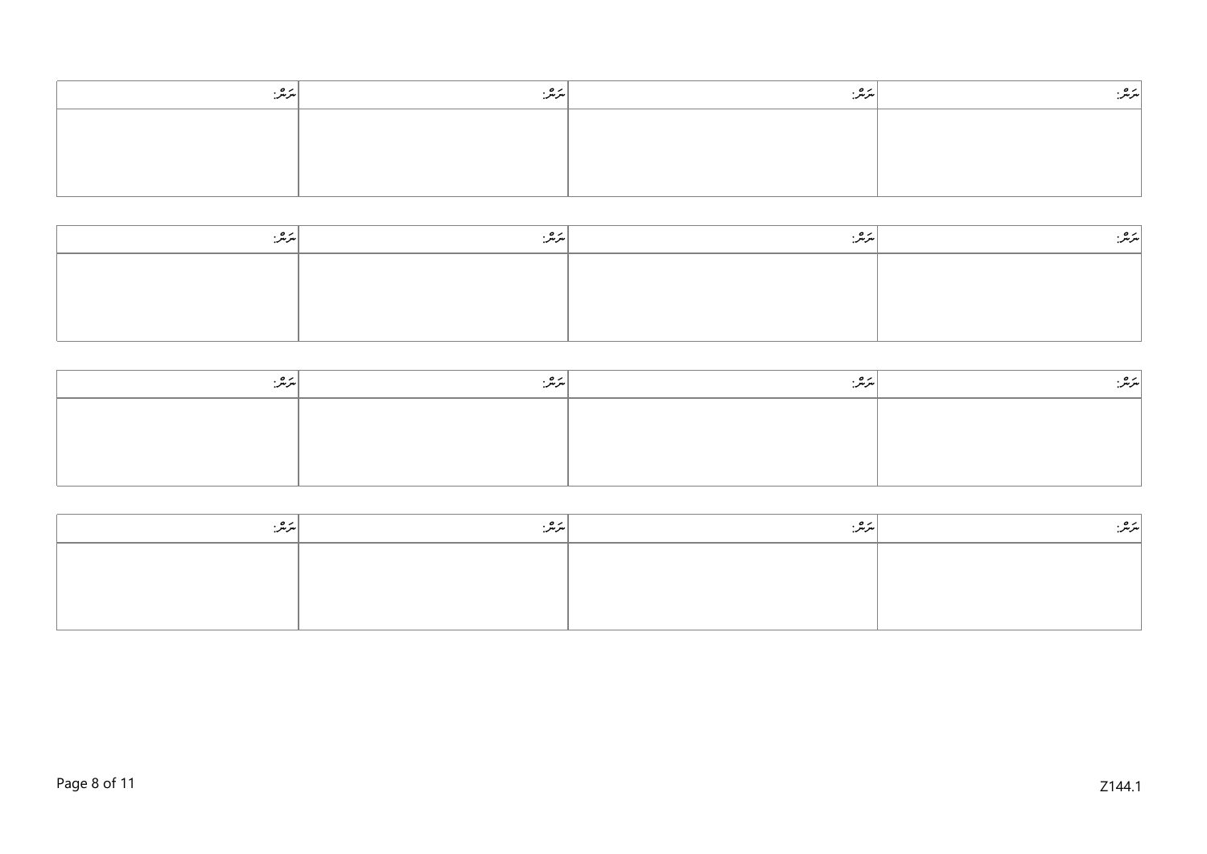| ނަރުދ: | ނަރުދ: | ނަރުދ: | ނަރުދ: |
| --- | --- | --- | --- |
| | | | |

| ނަރުދ: | ނަރުދ: | ނަރުދ: | ނަރުދ: |
| --- | --- | --- | --- |
| | | | |

| ނަރުދ: | ނަރުދ: | ނަރުދ: | ނަރުދ: |
| --- | --- | --- | --- |
| | | | |

| ނަރުދ: | ނަރުދ: | ނަރުދ: | ނަރުދ: |
| --- | --- | --- | --- |
| | | | |

Z144.1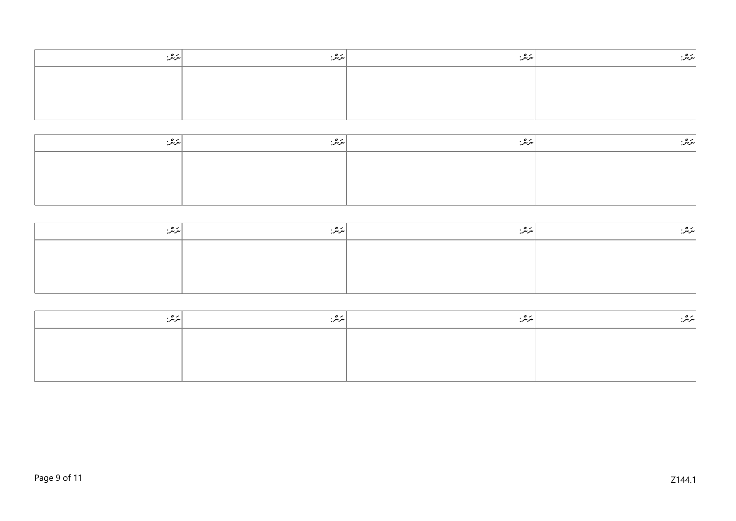| ނަރާ: | ނަރާ: | ނަރާ: | ނަރާ: |
| --- | --- | --- | --- |
| | | | |

| ނަރާ: | ނަރާ: | ނަރާ: | ނަރާ: |
| --- | --- | --- | --- |
| | | | |

| ނަރާ: | ނަރާ: | ނަރާ: | ނަރާ: |
| --- | --- | --- | --- |
| | | | |

| ނަރާ: | ނަރާ: | ނަރާ: | ނަރާ: |
| --- | --- | --- | --- |
| | | | |

Z144.1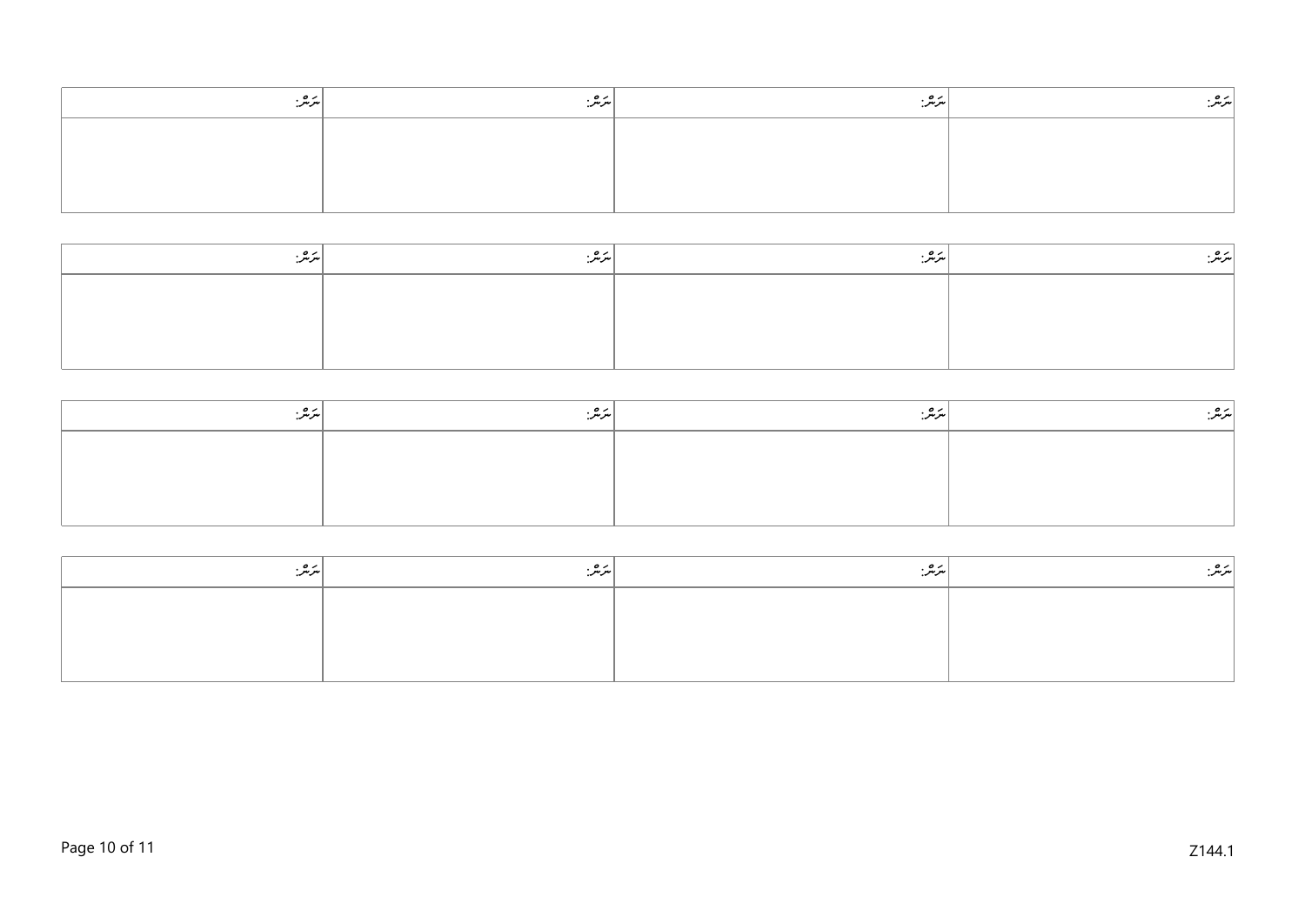| ނަރުދ: | ނަރުދ: | ނަރުދ: | ނަރުދ: |
| --- | --- | --- | --- |
| | | | |

| ނަރުދ: | ނަރުދ: | ނަރުދ: | ނަރުދ: |
| --- | --- | --- | --- |
| | | | |

| ނަރުދ: | ނަރުދ: | ނަރުދ: | ނަރުދ: |
| --- | --- | --- | --- |
| | | | |

| ނަރުދ: | ނަރުދ: | ނަރުދ: | ނަރުދ: |
| --- | --- | --- | --- |
| | | | |

Z144.1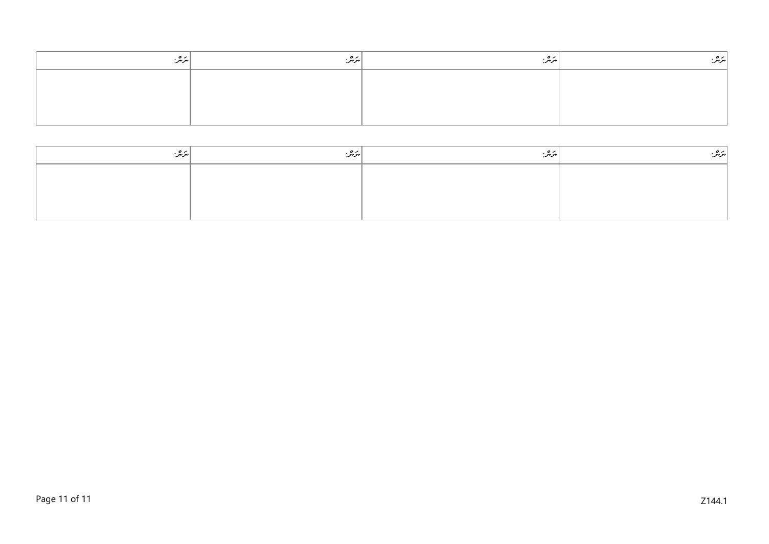| ނަރުދ: | ނަރުދ: | ނަރުދ: | ނަރުދ: |
| --- | --- | --- | --- |
| | | | |

| ނަރުދ: | ނަރުދ: | ނަރުދ: | ނަރުދ: |
| --- | --- | --- | --- |
| | | | |